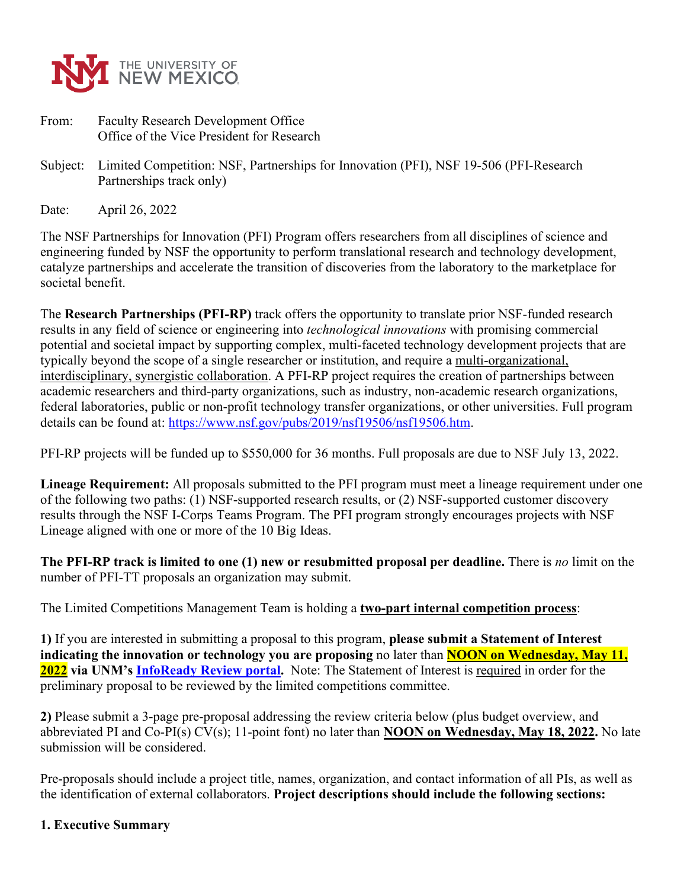From: Faculty Research Development Office
Office of the Vice President for Research

Subject: Limited Competition: NSF, Partnerships for Innovation (PFI), NSF 19-506 (PFI-Research Partnerships track only)

Date: April 26, 2022

The NSF Partnerships for Innovation (PFI) Program offers researchers from all disciplines of science and engineering funded by NSF the opportunity to perform translational research and technology development, catalyze partnerships and accelerate the transition of discoveries from the laboratory to the marketplace for societal benefit.

The **Research Partnerships (PFI-RP)** track offers the opportunity to translate prior NSF-funded research results in any field of science or engineering into *technological innovations* with promising commercial potential and societal impact by supporting complex, multi-faceted technology development projects that are typically beyond the scope of a single researcher or institution, and require a multi-organizational, interdisciplinary, synergistic collaboration. A PFI-RP project requires the creation of partnerships between academic researchers and third-party organizations, such as industry, non-academic research organizations, federal laboratories, public or non-profit technology transfer organizations, or other universities. Full program details can be found at: [https://www.nsf.gov/pubs/2019/nsf19506/nsf19506.htm](https://www.nsf.gov/pubs/2019/nsf19506/nsf19506.htm).

PFI-RP projects will be funded up to $550,000 for 36 months. Full proposals are due to NSF July 13, 2022.

**Lineage Requirement:** All proposals submitted to the PFI program must meet a lineage requirement under one of the following two paths: (1) NSF-supported research results, or (2) NSF-supported customer discovery results through the NSF I-Corps Teams Program. The PFI program strongly encourages projects with NSF Lineage aligned with one or more of the 10 Big Ideas.

**The PFI-RP track is limited to one (1) new or resubmitted proposal per deadline.** There is *no* limit on the number of PFI-TT proposals an organization may submit.

The Limited Competitions Management Team is holding a **two-part internal competition process**:

**1)** If you are interested in submitting a proposal to this program, **please submit a Statement of Interest indicating the innovation or technology you are proposing** no later than **NOON on Wednesday, May 11, 2022** **via UNM's InfoReady Review portal.** Note: The Statement of Interest is required in order for the preliminary proposal to be reviewed by the limited competitions committee.

**2)** Please submit a 3-page pre-proposal addressing the review criteria below (plus budget overview, and abbreviated PI and Co-PI(s) CV(s); 11-point font) no later than **NOON on Wednesday, May 18, 2022.** No late submission will be considered.

Pre-proposals should include a project title, names, organization, and contact information of all PIs, as well as the identification of external collaborators. **Project descriptions should include the following sections:**

**1. Executive Summary**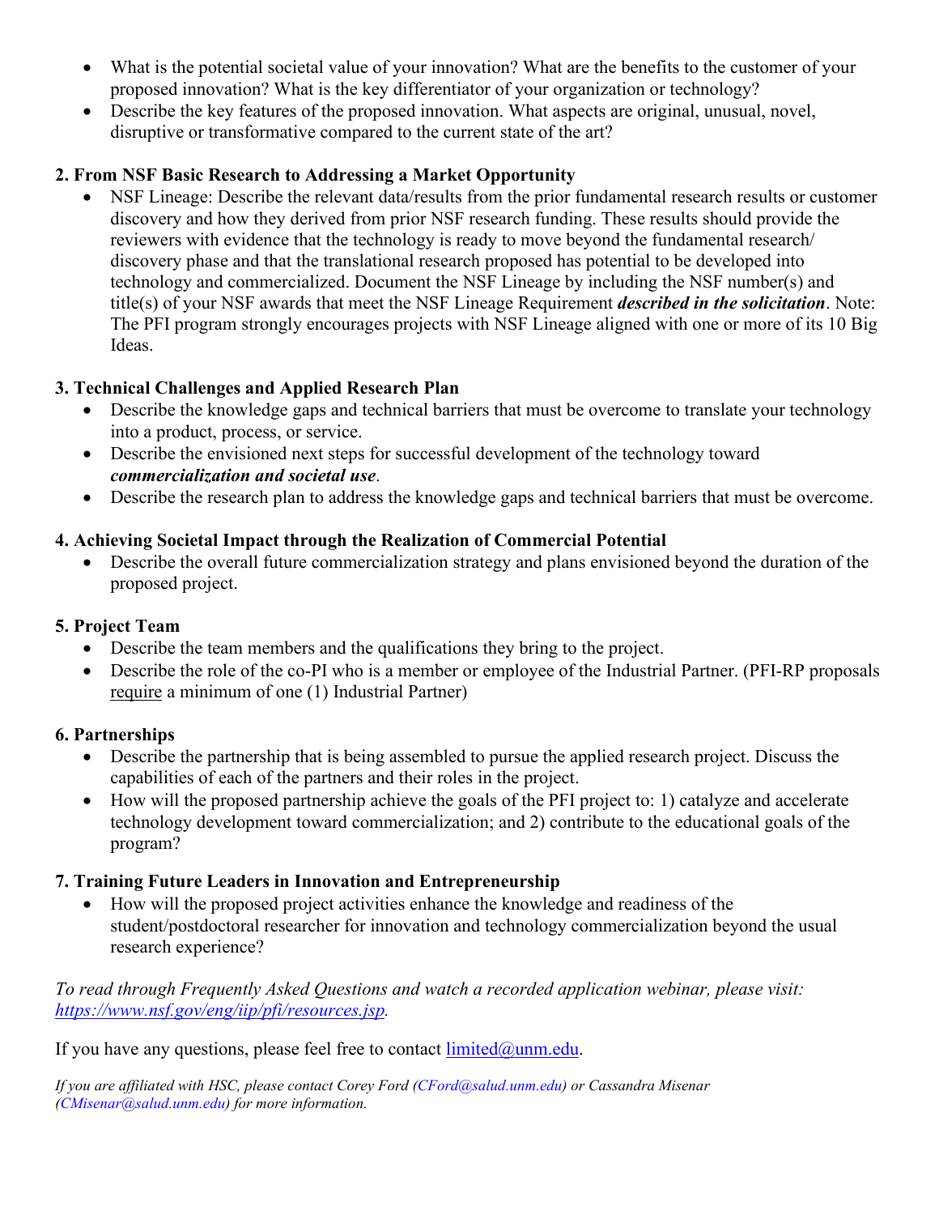- What is the potential societal value of your innovation? What are the benefits to the customer of your proposed innovation? What is the key differentiator of your organization or technology?
- Describe the key features of the proposed innovation. What aspects are original, unusual, novel, disruptive or transformative compared to the current state of the art?

**2. From NSF Basic Research to Addressing a Market Opportunity**

- NSF Lineage: Describe the relevant data/results from the prior fundamental research results or customer discovery and how they derived from prior NSF research funding. These results should provide the reviewers with evidence that the technology is ready to move beyond the fundamental research/ discovery phase and that the translational research proposed has potential to be developed into technology and commercialized. Document the NSF Lineage by including the NSF number(s) and title(s) of your NSF awards that meet the NSF Lineage Requirement ***described in the solicitation***. Note: The PFI program strongly encourages projects with NSF Lineage aligned with one or more of its 10 Big Ideas.

**3. Technical Challenges and Applied Research Plan**

- Describe the knowledge gaps and technical barriers that must be overcome to translate your technology into a product, process, or service.
- Describe the envisioned next steps for successful development of the technology toward ***commercialization and societal use***.
- Describe the research plan to address the knowledge gaps and technical barriers that must be overcome.

**4. Achieving Societal Impact through the Realization of Commercial Potential**

- Describe the overall future commercialization strategy and plans envisioned beyond the duration of the proposed project.

**5. Project Team**

- Describe the team members and the qualifications they bring to the project.
- Describe the role of the co-PI who is a member or employee of the Industrial Partner. (PFI-RP proposals require a minimum of one (1) Industrial Partner)

**6. Partnerships**

- Describe the partnership that is being assembled to pursue the applied research project. Discuss the capabilities of each of the partners and their roles in the project.
- How will the proposed partnership achieve the goals of the PFI project to: 1) catalyze and accelerate technology development toward commercialization; and 2) contribute to the educational goals of the program?

**7. Training Future Leaders in Innovation and Entrepreneurship**

- How will the proposed project activities enhance the knowledge and readiness of the student/postdoctoral researcher for innovation and technology commercialization beyond the usual research experience?

*To read through Frequently Asked Questions and watch a recorded application webinar, please visit: https://www.nsf.gov/eng/iip/pfi/resources.jsp.*

If you have any questions, please feel free to contact limited@unm.edu.

*If you are affiliated with HSC, please contact Corey Ford (CFord@salud.unm.edu) or Cassandra Misenar (CMisenar@salud.unm.edu) for more information.*